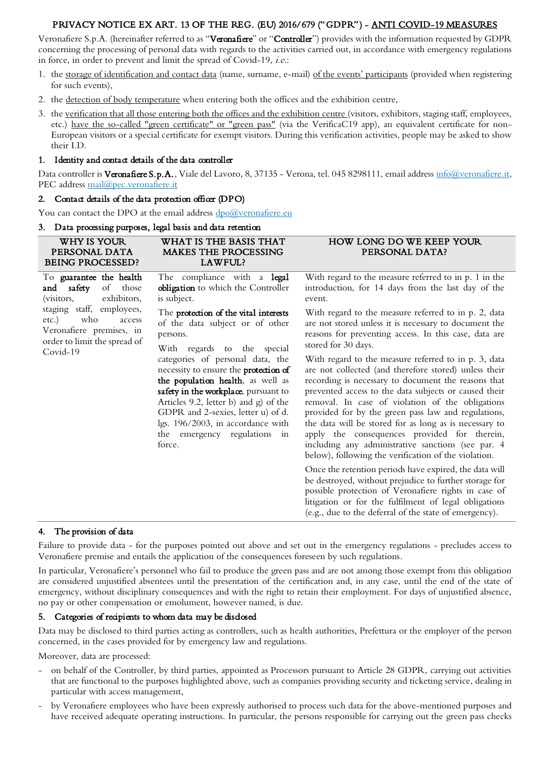# PRIVACY NOTICE EX ART. 13 OF THE REG. (EU) 2016/679 ("GDPR") - ANTI COVID-19 MEASURES

Veronafiere S.p.A. (hereinafter referred to as "**Veronafiere**" or "**Controller**") provides with the information requested by GDPR concerning the processing of personal data with regards to the activities carried out, in accordance with emergency regulations in force, in order to prevent and limit the spread of Covid-19, *i.e.*:

1. the storage of identification and contact data (name, surname, e-mail) of the events' participants (provided when registering for such events),
2. the detection of body temperature when entering both the offices and the exhibition centre,
3. the verification that all those entering both the offices and the exhibition centre (visitors, exhibitors, staging staff, employees, etc.) have the so-called "green certificate" or "green pass" (via the VerificaC19 app), an equivalent certificate for non-European visitors or a special certificate for exempt visitors. During this verification activities, people may be asked to show their I.D.

## 1. Identity and contact details of the data controller

Data controller is **Veronafiere S.p.A.**, Viale del Lavoro, 8, 37135 - Verona, tel. 045 8298111, email address info@veronafiere.it, PEC address mail@pec.veronafiere.it

## 2. Contact details of the data protection officer (DPO)

You can contact the DPO at the email address dpo@veronafiere.eu

## 3. Data processing purposes, legal basis and data retention

| WHY IS YOUR PERSONAL DATA BEING PROCESSED? | WHAT IS THE BASIS THAT MAKES THE PROCESSING LAWFUL? | HOW LONG DO WE KEEP YOUR PERSONAL DATA? |
|---|---|---|
| To **guarantee the health and safety** of those (visitors, exhibitors, staging staff, employees, etc.) who access Veronafiere premises, in order to limit the spread of Covid-19 | The compliance with a **legal obligation** to which the Controller is subject.<br><br>The **protection of the vital interests** of the data subject or of other persons.<br><br>With regards to the special categories of personal data, the necessity to ensure the **protection of the population health**, as well as **safety in the workplace**, pursuant to Articles 9.2, letter b) and g) of the GDPR and 2-sexies, letter u) of d. lgs. 196/2003, in accordance with the emergency regulations in force. | With regard to the measure referred to in p. 1 in the introduction, for 14 days from the last day of the event.<br><br>With regard to the measure referred to in p. 2, data are not stored unless it is necessary to document the reasons for preventing access. In this case, data are stored for 30 days.<br><br>With regard to the measure referred to in p. 3, data are not collected (and therefore stored) unless their recording is necessary to document the reasons that prevented access to the data subjects or caused their removal. In case of violation of the obligations provided for by the green pass law and regulations, the data will be stored for as long as is necessary to apply the consequences provided for therein, including any administrative sanctions (see par. 4 below), following the verification of the violation.<br><br>Once the retention periods have expired, the data will be destroyed, without prejudice to further storage for possible protection of Veronafiere rights in case of litigation or for the fulfilment of legal obligations (e.g., due to the deferral of the state of emergency). |

## 4. The provision of data

Failure to provide data - for the purposes pointed out above and set out in the emergency regulations - precludes access to Veronafiere premise and entails the application of the consequences foreseen by such regulations.

In particular, Veronafiere's personnel who fail to produce the green pass and are not among those exempt from this obligation are considered unjustified absentees until the presentation of the certification and, in any case, until the end of the state of emergency, without disciplinary consequences and with the right to retain their employment. For days of unjustified absence, no pay or other compensation or emolument, however named, is due.

## 5. Categories of recipients to whom data may be disclosed

Data may be disclosed to third parties acting as controllers, such as health authorities, Prefettura or the employer of the person concerned, in the cases provided for by emergency law and regulations.

Moreover, data are processed:

- on behalf of the Controller, by third parties, appointed as Processors pursuant to Article 28 GDPR, carrying out activities that are functional to the purposes highlighted above, such as companies providing security and ticketing service, dealing in particular with access management,
- by Veronafiere employees who have been expressly authorised to process such data for the above-mentioned purposes and have received adequate operating instructions. In particular, the persons responsible for carrying out the green pass checks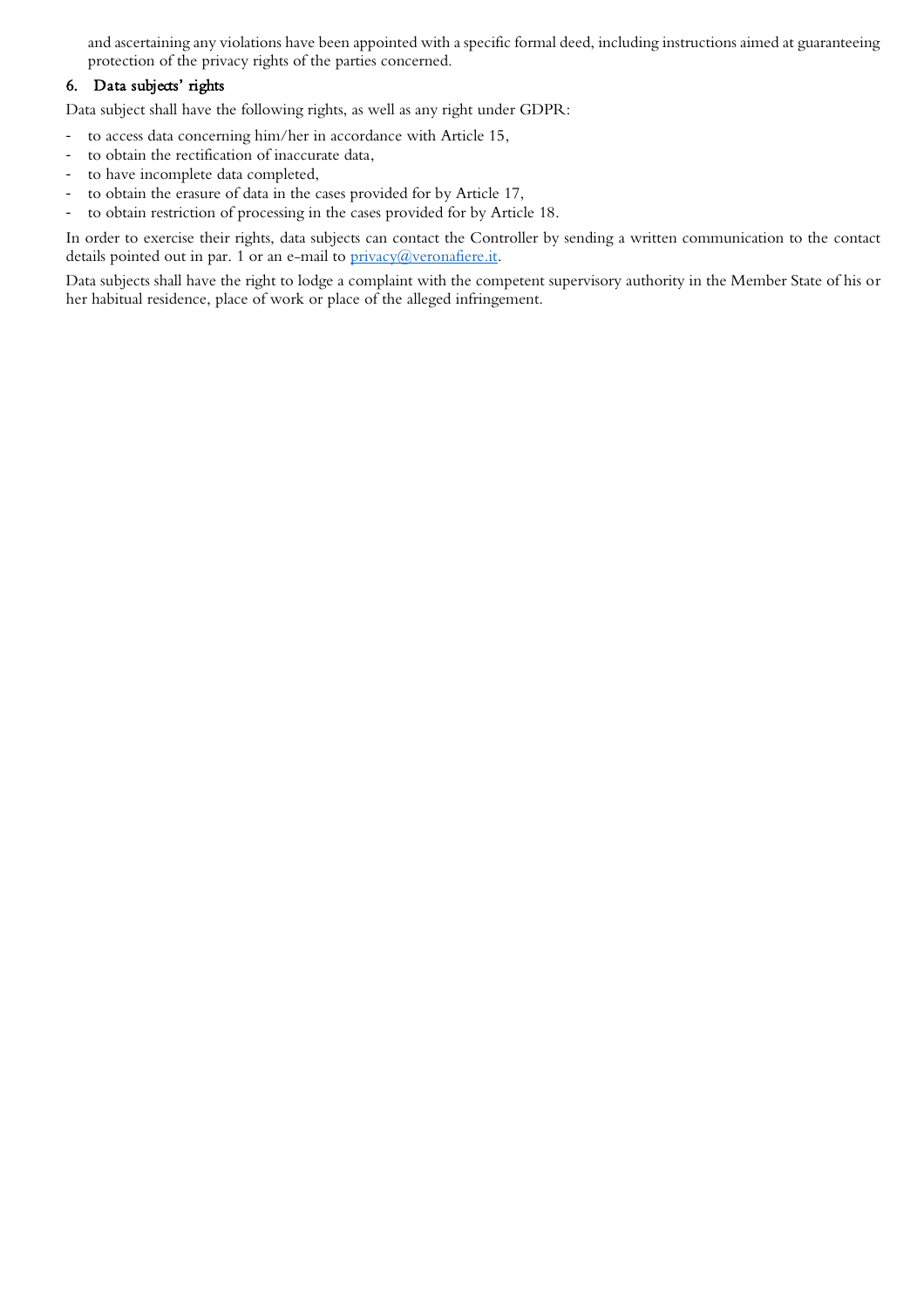and ascertaining any violations have been appointed with a specific formal deed, including instructions aimed at guaranteeing protection of the privacy rights of the parties concerned.

## 6. Data subjects' rights

Data subject shall have the following rights, as well as any right under GDPR:

- to access data concerning him/her in accordance with Article 15,
- to obtain the rectification of inaccurate data,
- to have incomplete data completed,
- to obtain the erasure of data in the cases provided for by Article 17,
- to obtain restriction of processing in the cases provided for by Article 18.

In order to exercise their rights, data subjects can contact the Controller by sending a written communication to the contact details pointed out in par. 1 or an e-mail to privacy@veronafiere.it.

Data subjects shall have the right to lodge a complaint with the competent supervisory authority in the Member State of his or her habitual residence, place of work or place of the alleged infringement.